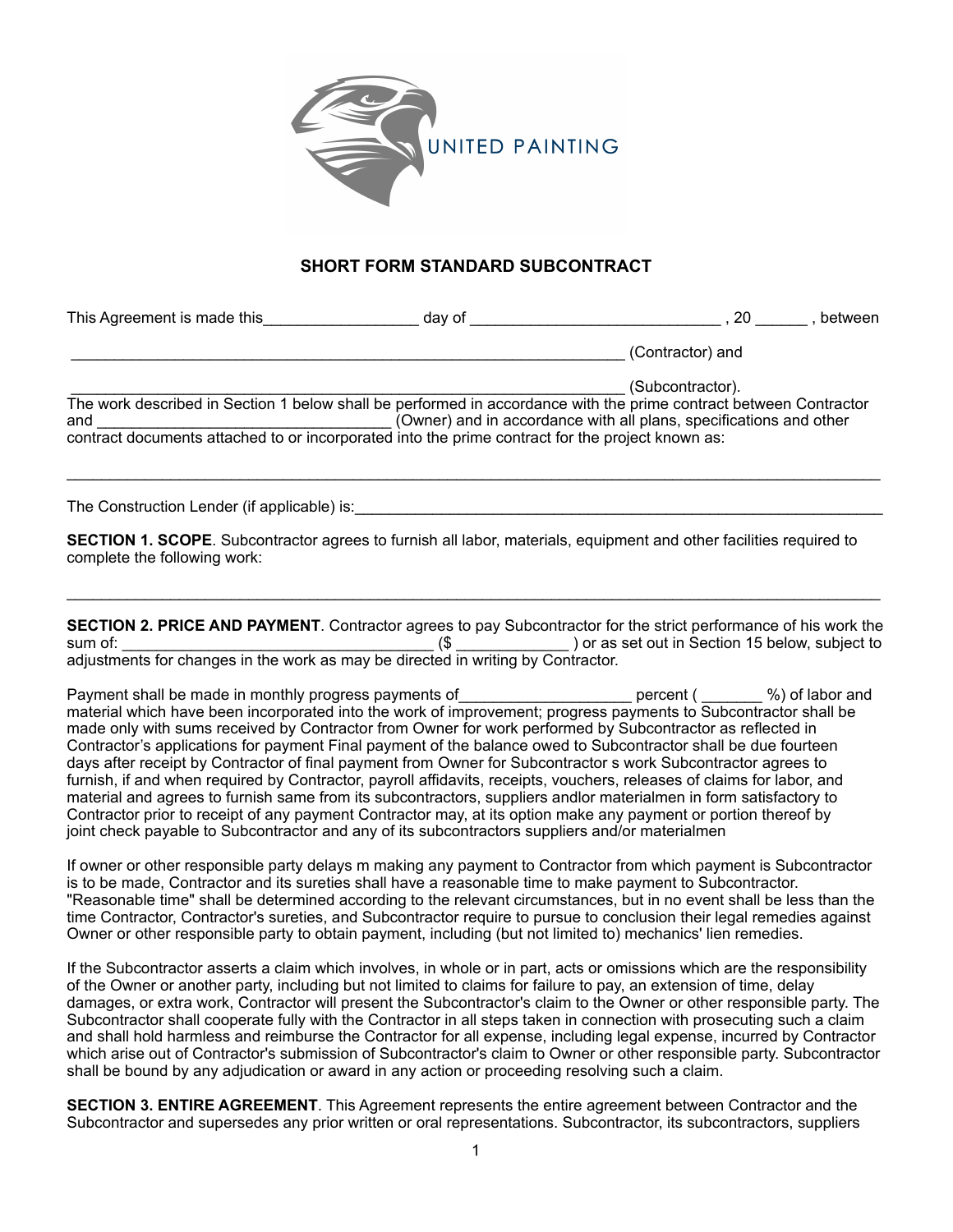UNITED PAINTING

## SHORT FORM STANDARD SUBCONTRACT

This Agreement is made this__________________ day of _____________________________ , 20 ______ , between

__________________________________________________________________ (Contractor) and

__________________________________________________________________ (Subcontractor).

The work described in Section 1 below shall be performed in accordance with the prime contract between Contractor and __________________________________ (Owner) and in accordance with all plans, specifications and other contract documents attached to or incorporated into the prime contract for the project known as:

_____________________________________________________________________________________________

The Construction Lender (if applicable) is:_______________________________________________________________

**SECTION 1. SCOPE**. Subcontractor agrees to furnish all labor, materials, equipment and other facilities required to complete the following work:

_____________________________________________________________________________________________

**SECTION 2. PRICE AND PAYMENT**. Contractor agrees to pay Subcontractor for the strict performance of his work the sum of: ___________________________________ ($ _____________ ) or as set out in Section 15 below, subject to adjustments for changes in the work as may be directed in writing by Contractor.

Payment shall be made in monthly progress payments of____________________ percent ( _______ %) of labor and material which have been incorporated into the work of improvement; progress payments to Subcontractor shall be made only with sums received by Contractor from Owner for work performed by Subcontractor as reflected in Contractor's applications for payment Final payment of the balance owed to Subcontractor shall be due fourteen days after receipt by Contractor of final payment from Owner for Subcontractor s work Subcontractor agrees to furnish, if and when required by Contractor, payroll affidavits, receipts, vouchers, releases of claims for labor, and material and agrees to furnish same from its subcontractors, suppliers andlor materialmen in form satisfactory to Contractor prior to receipt of any payment Contractor may, at its option make any payment or portion thereof by joint check payable to Subcontractor and any of its subcontractors suppliers and/or materialmen

If owner or other responsible party delays m making any payment to Contractor from which payment is Subcontractor is to be made, Contractor and its sureties shall have a reasonable time to make payment to Subcontractor. "Reasonable time" shall be determined according to the relevant circumstances, but in no event shall be less than the time Contractor, Contractor's sureties, and Subcontractor require to pursue to conclusion their legal remedies against Owner or other responsible party to obtain payment, including (but not limited to) mechanics' lien remedies.

If the Subcontractor asserts a claim which involves, in whole or in part, acts or omissions which are the responsibility of the Owner or another party, including but not limited to claims for failure to pay, an extension of time, delay damages, or extra work, Contractor will present the Subcontractor's claim to the Owner or other responsible party. The Subcontractor shall cooperate fully with the Contractor in all steps taken in connection with prosecuting such a claim and shall hold harmless and reimburse the Contractor for all expense, including legal expense, incurred by Contractor which arise out of Contractor's submission of Subcontractor's claim to Owner or other responsible party. Subcontractor shall be bound by any adjudication or award in any action or proceeding resolving such a claim.

**SECTION 3. ENTIRE AGREEMENT**. This Agreement represents the entire agreement between Contractor and the Subcontractor and supersedes any prior written or oral representations. Subcontractor, its subcontractors, suppliers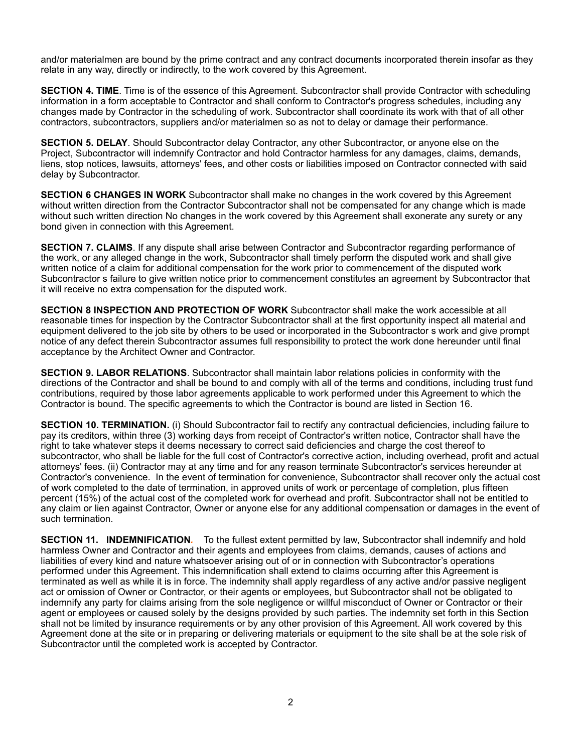and/or materialmen are bound by the prime contract and any contract documents incorporated therein insofar as they relate in any way, directly or indirectly, to the work covered by this Agreement.

**SECTION 4. TIME**. Time is of the essence of this Agreement. Subcontractor shall provide Contractor with scheduling information in a form acceptable to Contractor and shall conform to Contractor's progress schedules, including any changes made by Contractor in the scheduling of work. Subcontractor shall coordinate its work with that of all other contractors, subcontractors, suppliers and/or materialmen so as not to delay or damage their performance.

**SECTION 5. DELAY**. Should Subcontractor delay Contractor, any other Subcontractor, or anyone else on the Project, Subcontractor will indemnify Contractor and hold Contractor harmless for any damages, claims, demands, liens, stop notices, lawsuits, attorneys' fees, and other costs or liabilities imposed on Contractor connected with said delay by Subcontractor.

**SECTION 6 CHANGES IN WORK** Subcontractor shall make no changes in the work covered by this Agreement without written direction from the Contractor Subcontractor shall not be compensated for any change which is made without such written direction No changes in the work covered by this Agreement shall exonerate any surety or any bond given in connection with this Agreement.

**SECTION 7. CLAIMS**. If any dispute shall arise between Contractor and Subcontractor regarding performance of the work, or any alleged change in the work, Subcontractor shall timely perform the disputed work and shall give written notice of a claim for additional compensation for the work prior to commencement of the disputed work Subcontractor s failure to give written notice prior to commencement constitutes an agreement by Subcontractor that it will receive no extra compensation for the disputed work.

**SECTION 8 INSPECTION AND PROTECTION OF WORK** Subcontractor shall make the work accessible at all reasonable times for inspection by the Contractor Subcontractor shall at the first opportunity inspect all material and equipment delivered to the job site by others to be used or incorporated in the Subcontractor s work and give prompt notice of any defect therein Subcontractor assumes full responsibility to protect the work done hereunder until final acceptance by the Architect Owner and Contractor.

**SECTION 9. LABOR RELATIONS**. Subcontractor shall maintain labor relations policies in conformity with the directions of the Contractor and shall be bound to and comply with all of the terms and conditions, including trust fund contributions, required by those labor agreements applicable to work performed under this Agreement to which the Contractor is bound. The specific agreements to which the Contractor is bound are listed in Section 16.

**SECTION 10. TERMINATION.** (i) Should Subcontractor fail to rectify any contractual deficiencies, including failure to pay its creditors, within three (3) working days from receipt of Contractor's written notice, Contractor shall have the right to take whatever steps it deems necessary to correct said deficiencies and charge the cost thereof to subcontractor, who shall be liable for the full cost of Contractor's corrective action, including overhead, profit and actual attorneys' fees. (ii) Contractor may at any time and for any reason terminate Subcontractor's services hereunder at Contractor's convenience. In the event of termination for convenience, Subcontractor shall recover only the actual cost of work completed to the date of termination, in approved units of work or percentage of completion, plus fifteen percent (15%) of the actual cost of the completed work for overhead and profit. Subcontractor shall not be entitled to any claim or lien against Contractor, Owner or anyone else for any additional compensation or damages in the event of such termination.

**SECTION 11. INDEMNIFICATION.** To the fullest extent permitted by law, Subcontractor shall indemnify and hold harmless Owner and Contractor and their agents and employees from claims, demands, causes of actions and liabilities of every kind and nature whatsoever arising out of or in connection with Subcontractor's operations performed under this Agreement. This indemnification shall extend to claims occurring after this Agreement is terminated as well as while it is in force. The indemnity shall apply regardless of any active and/or passive negligent act or omission of Owner or Contractor, or their agents or employees, but Subcontractor shall not be obligated to indemnify any party for claims arising from the sole negligence or willful misconduct of Owner or Contractor or their agent or employees or caused solely by the designs provided by such parties. The indemnity set forth in this Section shall not be limited by insurance requirements or by any other provision of this Agreement. All work covered by this Agreement done at the site or in preparing or delivering materials or equipment to the site shall be at the sole risk of Subcontractor until the completed work is accepted by Contractor.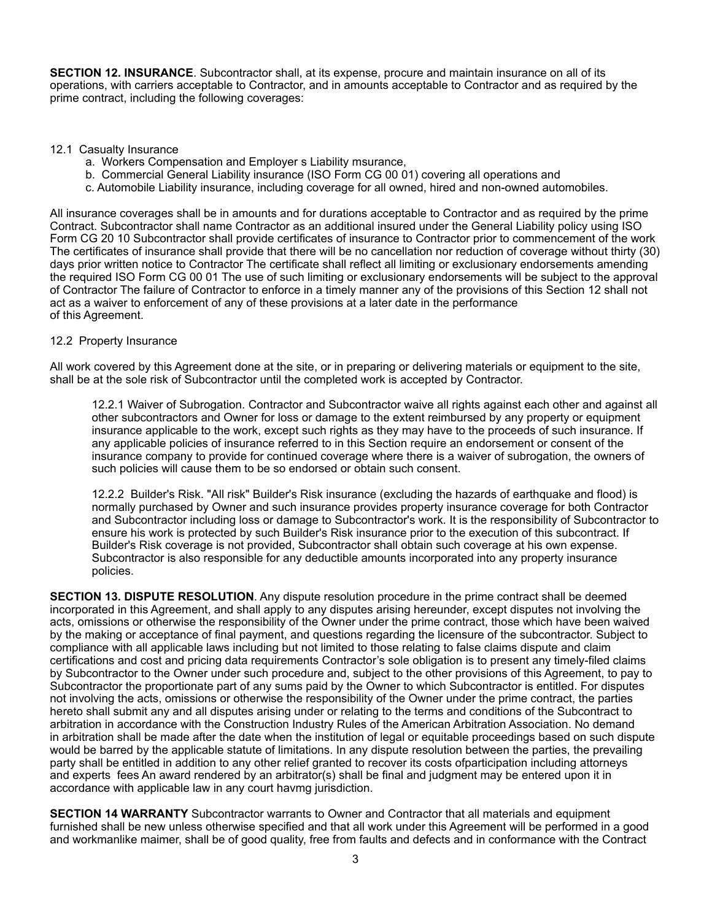**SECTION 12. INSURANCE**. Subcontractor shall, at its expense, procure and maintain insurance on all of its operations, with carriers acceptable to Contractor, and in amounts acceptable to Contractor and as required by the prime contract, including the following coverages:

12.1 Casualty Insurance

a. Workers Compensation and Employer s Liability msurance,
b. Commercial General Liability insurance (ISO Form CG 00 01) covering all operations and
c. Automobile Liability insurance, including coverage for all owned, hired and non-owned automobiles.

All insurance coverages shall be in amounts and for durations acceptable to Contractor and as required by the prime Contract. Subcontractor shall name Contractor as an additional insured under the General Liability policy using ISO Form CG 20 10 Subcontractor shall provide certificates of insurance to Contractor prior to commencement of the work The certificates of insurance shall provide that there will be no cancellation nor reduction of coverage without thirty (30) days prior written notice to Contractor The certificate shall reflect all limiting or exclusionary endorsements amending the required ISO Form CG 00 01 The use of such limiting or exclusionary endorsements will be subject to the approval of Contractor The failure of Contractor to enforce in a timely manner any of the provisions of this Section 12 shall not act as a waiver to enforcement of any of these provisions at a later date in the performance of this Agreement.

12.2 Property Insurance

All work covered by this Agreement done at the site, or in preparing or delivering materials or equipment to the site, shall be at the sole risk of Subcontractor until the completed work is accepted by Contractor.

12.2.1 Waiver of Subrogation. Contractor and Subcontractor waive all rights against each other and against all other subcontractors and Owner for loss or damage to the extent reimbursed by any property or equipment insurance applicable to the work, except such rights as they may have to the proceeds of such insurance. If any applicable policies of insurance referred to in this Section require an endorsement or consent of the insurance company to provide for continued coverage where there is a waiver of subrogation, the owners of such policies will cause them to be so endorsed or obtain such consent.

12.2.2 Builder's Risk. "All risk" Builder's Risk insurance (excluding the hazards of earthquake and flood) is normally purchased by Owner and such insurance provides property insurance coverage for both Contractor and Subcontractor including loss or damage to Subcontractor's work. It is the responsibility of Subcontractor to ensure his work is protected by such Builder's Risk insurance prior to the execution of this subcontract. If Builder's Risk coverage is not provided, Subcontractor shall obtain such coverage at his own expense. Subcontractor is also responsible for any deductible amounts incorporated into any property insurance policies.

**SECTION 13. DISPUTE RESOLUTION**. Any dispute resolution procedure in the prime contract shall be deemed incorporated in this Agreement, and shall apply to any disputes arising hereunder, except disputes not involving the acts, omissions or otherwise the responsibility of the Owner under the prime contract, those which have been waived by the making or acceptance of final payment, and questions regarding the licensure of the subcontractor. Subject to compliance with all applicable laws including but not limited to those relating to false claims dispute and claim certifications and cost and pricing data requirements Contractor's sole obligation is to present any timely-filed claims by Subcontractor to the Owner under such procedure and, subject to the other provisions of this Agreement, to pay to Subcontractor the proportionate part of any sums paid by the Owner to which Subcontractor is entitled. For disputes not involving the acts, omissions or otherwise the responsibility of the Owner under the prime contract, the parties hereto shall submit any and all disputes arising under or relating to the terms and conditions of the Subcontract to arbitration in accordance with the Construction Industry Rules of the American Arbitration Association. No demand in arbitration shall be made after the date when the institution of legal or equitable proceedings based on such dispute would be barred by the applicable statute of limitations. In any dispute resolution between the parties, the prevailing party shall be entitled in addition to any other relief granted to recover its costs ofparticipation including attorneys and experts fees An award rendered by an arbitrator(s) shall be final and judgment may be entered upon it in accordance with applicable law in any court havmg jurisdiction.

**SECTION 14 WARRANTY** Subcontractor warrants to Owner and Contractor that all materials and equipment furnished shall be new unless otherwise specified and that all work under this Agreement will be performed in a good and workmanlike maimer, shall be of good quality, free from faults and defects and in conformance with the Contract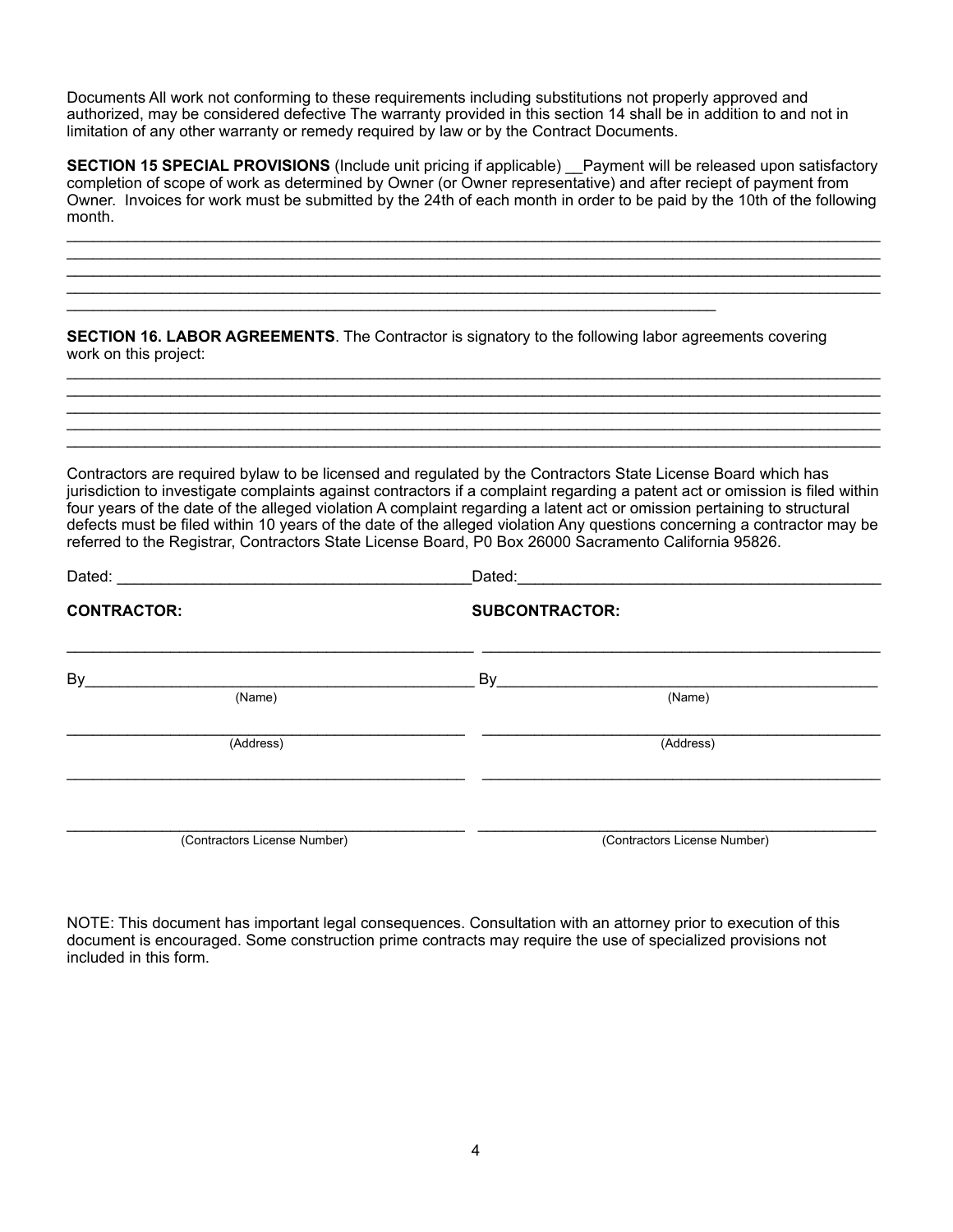Documents All work not conforming to these requirements including substitutions not properly approved and authorized, may be considered defective The warranty provided in this section 14 shall be in addition to and not in limitation of any other warranty or remedy required by law or by the Contract Documents.

**SECTION 15 SPECIAL PROVISIONS** (Include unit pricing if applicable) __Payment will be released upon satisfactory completion of scope of work as determined by Owner (or Owner representative) and after reciept of payment from Owner. Invoices for work must be submitted by the 24th of each month in order to be paid by the 10th of the following month.

______________________________________________________________________________________________
______________________________________________________________________________________________
______________________________________________________________________________________________
______________________________________________________________________________________________
___________________________________________________________________________

**SECTION 16. LABOR AGREEMENTS**. The Contractor is signatory to the following labor agreements covering work on this project:

______________________________________________________________________________________________
______________________________________________________________________________________________
______________________________________________________________________________________________
______________________________________________________________________________________________
______________________________________________________________________________________________

Contractors are required bylaw to be licensed and regulated by the Contractors State License Board which has jurisdiction to investigate complaints against contractors if a complaint regarding a patent act or omission is filed within four years of the date of the alleged violation A complaint regarding a latent act or omission pertaining to structural defects must be filed within 10 years of the date of the alleged violation Any questions concerning a contractor may be referred to the Registrar, Contractors State License Board, P0 Box 26000 Sacramento California 95826.

| | |
|---|---|
| Dated: ________________________________ | Dated: ________________________________ |
| **CONTRACTOR:** | **SUBCONTRACTOR:** |
| ________________________________ | ________________________________ |
| By________________________________ (Name) | By________________________________ (Name) |
| ________________________________ (Address) | ________________________________ (Address) |
| ________________________________ | ________________________________ |
| ________________________________ (Contractors License Number) | ________________________________ (Contractors License Number) |

NOTE: This document has important legal consequences. Consultation with an attorney prior to execution of this document is encouraged. Some construction prime contracts may require the use of specialized provisions not included in this form.